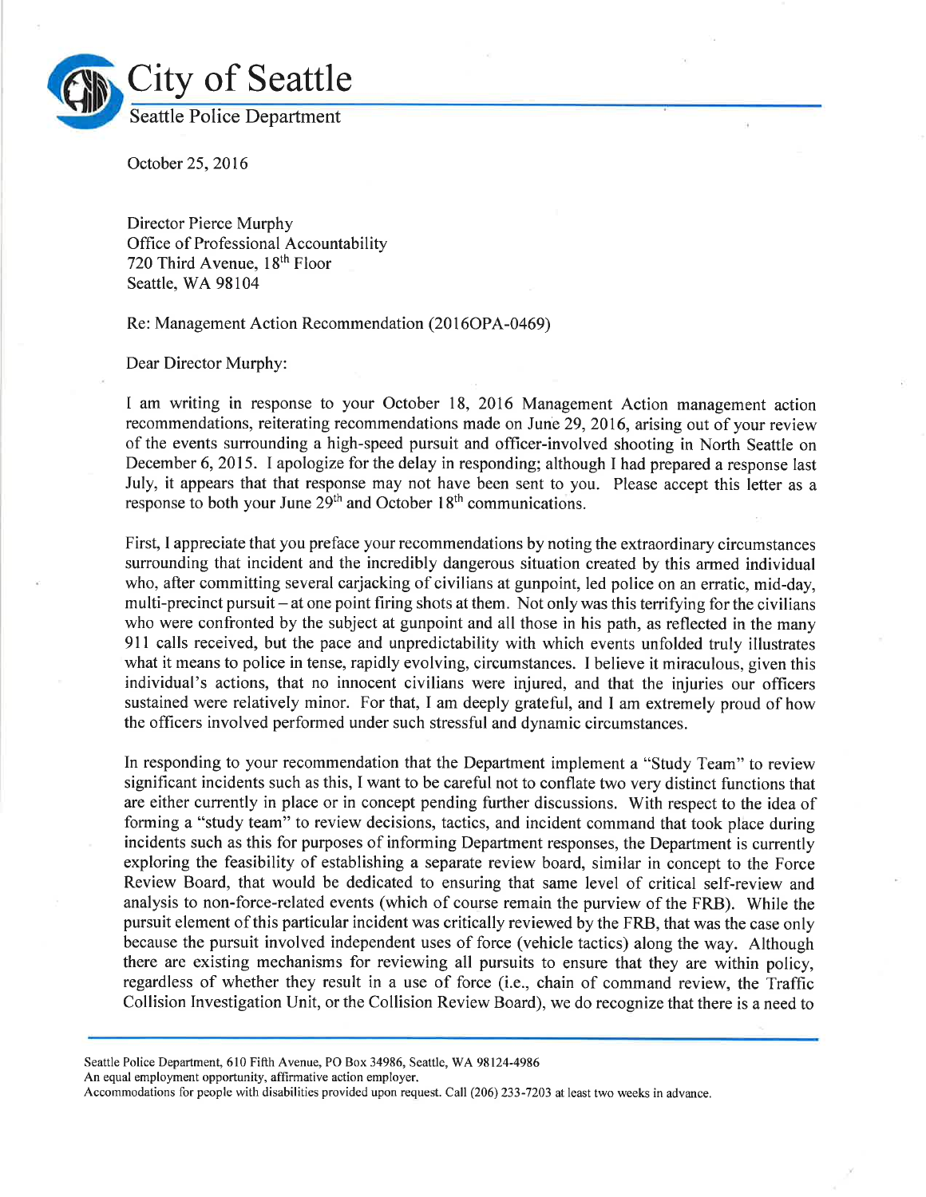# City of Seattle

Seattle Police Department

October 25, 2016

Director Pierce Murphy
Office of Professional Accountability
720 Third Avenue, 18th Floor
Seattle, WA 98104

Re: Management Action Recommendation (2016OPA-0469)

Dear Director Murphy:

I am writing in response to your October 18, 2016 Management Action management action recommendations, reiterating recommendations made on June 29, 2016, arising out of your review of the events surrounding a high-speed pursuit and officer-involved shooting in North Seattle on December 6, 2015. I apologize for the delay in responding; although I had prepared a response last July, it appears that that response may not have been sent to you. Please accept this letter as a response to both your June 29th and October 18th communications.

First, I appreciate that you preface your recommendations by noting the extraordinary circumstances surrounding that incident and the incredibly dangerous situation created by this armed individual who, after committing several carjacking of civilians at gunpoint, led police on an erratic, mid-day, multi-precinct pursuit – at one point firing shots at them. Not only was this terrifying for the civilians who were confronted by the subject at gunpoint and all those in his path, as reflected in the many 911 calls received, but the pace and unpredictability with which events unfolded truly illustrates what it means to police in tense, rapidly evolving, circumstances. I believe it miraculous, given this individual's actions, that no innocent civilians were injured, and that the injuries our officers sustained were relatively minor. For that, I am deeply grateful, and I am extremely proud of how the officers involved performed under such stressful and dynamic circumstances.

In responding to your recommendation that the Department implement a "Study Team" to review significant incidents such as this, I want to be careful not to conflate two very distinct functions that are either currently in place or in concept pending further discussions. With respect to the idea of forming a "study team" to review decisions, tactics, and incident command that took place during incidents such as this for purposes of informing Department responses, the Department is currently exploring the feasibility of establishing a separate review board, similar in concept to the Force Review Board, that would be dedicated to ensuring that same level of critical self-review and analysis to non-force-related events (which of course remain the purview of the FRB). While the pursuit element of this particular incident was critically reviewed by the FRB, that was the case only because the pursuit involved independent uses of force (vehicle tactics) along the way. Although there are existing mechanisms for reviewing all pursuits to ensure that they are within policy, regardless of whether they result in a use of force (i.e., chain of command review, the Traffic Collision Investigation Unit, or the Collision Review Board), we do recognize that there is a need to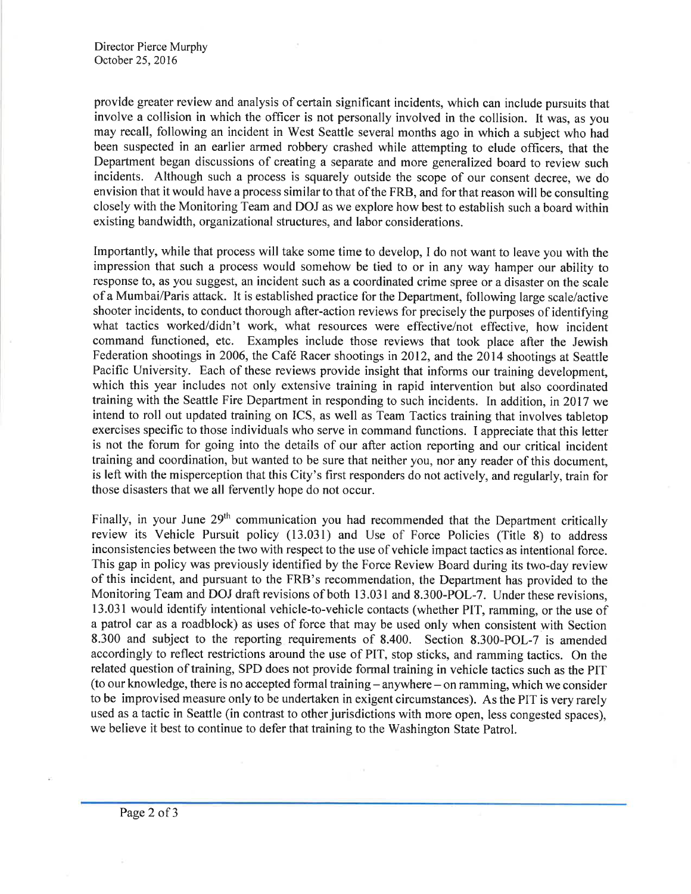provide greater review and analysis of certain significant incidents, which can include pursuits that involve a collision in which the officer is not personally involved in the collision. It was, as you may recall, following an incident in West Seattle several months ago in which a subject who had been suspected in an earlier armed robbery crashed while attempting to elude officers, that the Department began discussions of creating a separate and more generalized board to review such incidents. Although such a process is squarely outside the scope of our consent decree, we do envision that it would have a process similar to that of the FRB, and for that reason will be consulting closely with the Monitoring Team and DOJ as we explore how best to establish such a board within existing bandwidth, organizational structures, and labor considerations.

Importantly, while that process will take some time to develop, I do not want to leave you with the impression that such a process would somehow be tied to or in any way hamper our ability to response to, as you suggest, an incident such as a coordinated crime spree or a disaster on the scale of a Mumbai/Paris attack. It is established practice for the Department, following large scale/active shooter incidents, to conduct thorough after-action reviews for precisely the purposes of identifying what tactics worked/didn't work, what resources were effective/not effective, how incident command functioned, etc. Examples include those reviews that took place after the Jewish Federation shootings in 2006, the Café Racer shootings in 2012, and the 2014 shootings at Seattle Pacific University. Each of these reviews provide insight that informs our training development, which this year includes not only extensive training in rapid intervention but also coordinated training with the Seattle Fire Department in responding to such incidents. In addition, in 2017 we intend to roll out updated training on ICS, as well as Team Tactics training that involves tabletop exercises specific to those individuals who serve in command functions. I appreciate that this letter is not the forum for going into the details of our after action reporting and our critical incident training and coordination, but wanted to be sure that neither you, nor any reader of this document, is left with the misperception that this City's first responders do not actively, and regularly, train for those disasters that we all fervently hope do not occur.

Finally, in your June 29th communication you had recommended that the Department critically review its Vehicle Pursuit policy (13.031) and Use of Force Policies (Title 8) to address inconsistencies between the two with respect to the use of vehicle impact tactics as intentional force. This gap in policy was previously identified by the Force Review Board during its two-day review of this incident, and pursuant to the FRB's recommendation, the Department has provided to the Monitoring Team and DOJ draft revisions of both 13.031 and 8.300-POL-7. Under these revisions, 13.031 would identify intentional vehicle-to-vehicle contacts (whether PIT, ramming, or the use of a patrol car as a roadblock) as uses of force that may be used only when consistent with Section 8.300 and subject to the reporting requirements of 8.400. Section 8.300-POL-7 is amended accordingly to reflect restrictions around the use of PIT, stop sticks, and ramming tactics. On the related question of training, SPD does not provide formal training in vehicle tactics such as the PIT (to our knowledge, there is no accepted formal training – anywhere – on ramming, which we consider to be improvised measure only to be undertaken in exigent circumstances). As the PIT is very rarely used as a tactic in Seattle (in contrast to other jurisdictions with more open, less congested spaces), we believe it best to continue to defer that training to the Washington State Patrol.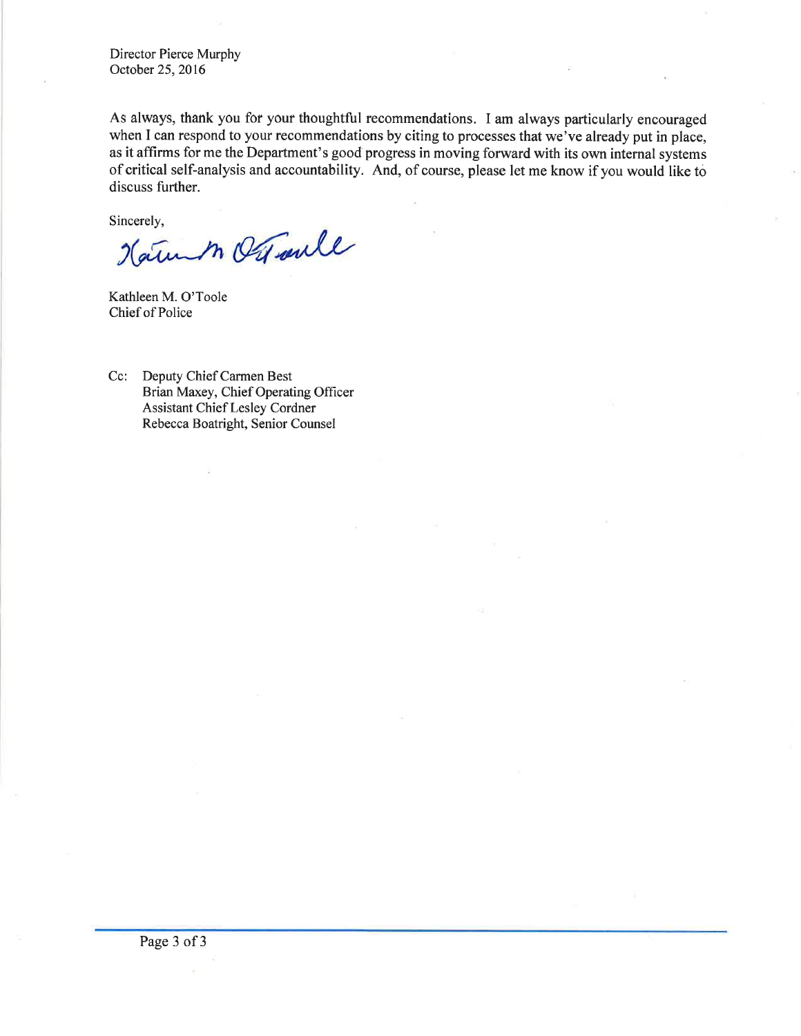Director Pierce Murphy
October 25, 2016

As always, thank you for your thoughtful recommendations. I am always particularly encouraged when I can respond to your recommendations by citing to processes that we've already put in place, as it affirms for me the Department's good progress in moving forward with its own internal systems of critical self-analysis and accountability. And, of course, please let me know if you would like to discuss further.

Sincerely,

Kathleen M. O'Toole
Chief of Police

Cc: Deputy Chief Carmen Best
Brian Maxey, Chief Operating Officer
Assistant Chief Lesley Cordner
Rebecca Boatright, Senior Counsel